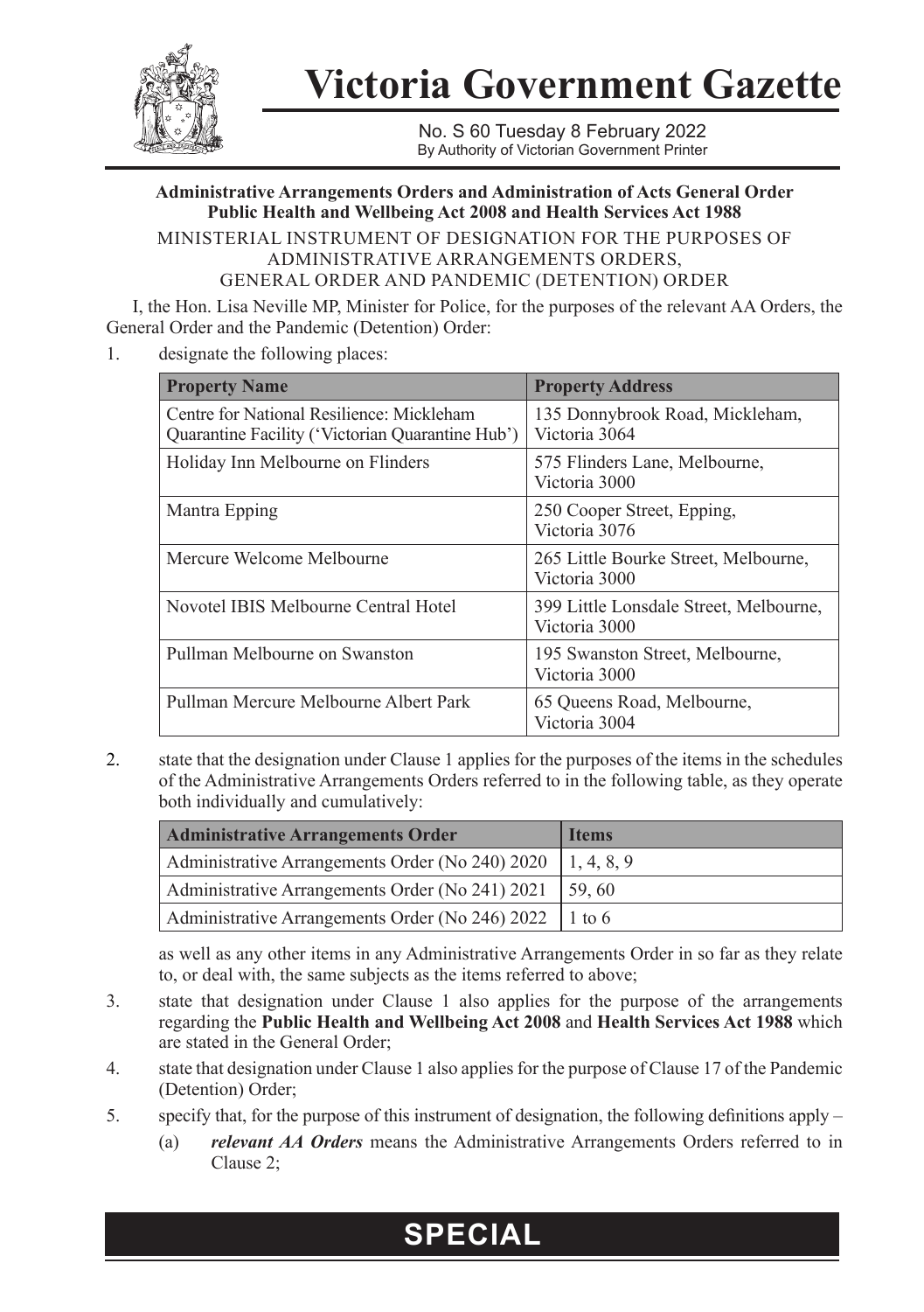# Victoria Government Gazette

No. S 60 Tuesday 8 February 2022
By Authority of Victorian Government Printer

**Administrative Arrangements Orders and Administration of Acts General Order**
**Public Health and Wellbeing Act 2008 and Health Services Act 1988**

MINISTERIAL INSTRUMENT OF DESIGNATION FOR THE PURPOSES OF ADMINISTRATIVE ARRANGEMENTS ORDERS, GENERAL ORDER AND PANDEMIC (DETENTION) ORDER

I, the Hon. Lisa Neville MP, Minister for Police, for the purposes of the relevant AA Orders, the General Order and the Pandemic (Detention) Order:

1. designate the following places:

| **Property Name** | **Property Address** |
|---|---|
| Centre for National Resilience: Mickleham Quarantine Facility ('Victorian Quarantine Hub') | 135 Donnybrook Road, Mickleham, Victoria 3064 |
| Holiday Inn Melbourne on Flinders | 575 Flinders Lane, Melbourne, Victoria 3000 |
| Mantra Epping | 250 Cooper Street, Epping, Victoria 3076 |
| Mercure Welcome Melbourne | 265 Little Bourke Street, Melbourne, Victoria 3000 |
| Novotel IBIS Melbourne Central Hotel | 399 Little Lonsdale Street, Melbourne, Victoria 3000 |
| Pullman Melbourne on Swanston | 195 Swanston Street, Melbourne, Victoria 3000 |
| Pullman Mercure Melbourne Albert Park | 65 Queens Road, Melbourne, Victoria 3004 |

2. state that the designation under Clause 1 applies for the purposes of the items in the schedules of the Administrative Arrangements Orders referred to in the following table, as they operate both individually and cumulatively:

| **Administrative Arrangements Order** | **Items** |
|---|---|
| Administrative Arrangements Order (No 240) 2020 | 1, 4, 8, 9 |
| Administrative Arrangements Order (No 241) 2021 | 59, 60 |
| Administrative Arrangements Order (No 246) 2022 | 1 to 6 |

as well as any other items in any Administrative Arrangements Order in so far as they relate to, or deal with, the same subjects as the items referred to above;

3. state that designation under Clause 1 also applies for the purpose of the arrangements regarding the **Public Health and Wellbeing Act 2008** and **Health Services Act 1988** which are stated in the General Order;

4. state that designation under Clause 1 also applies for the purpose of Clause 17 of the Pandemic (Detention) Order;

5. specify that, for the purpose of this instrument of designation, the following definitions apply –

   (a) ***relevant AA Orders*** means the Administrative Arrangements Orders referred to in Clause 2;

**SPECIAL**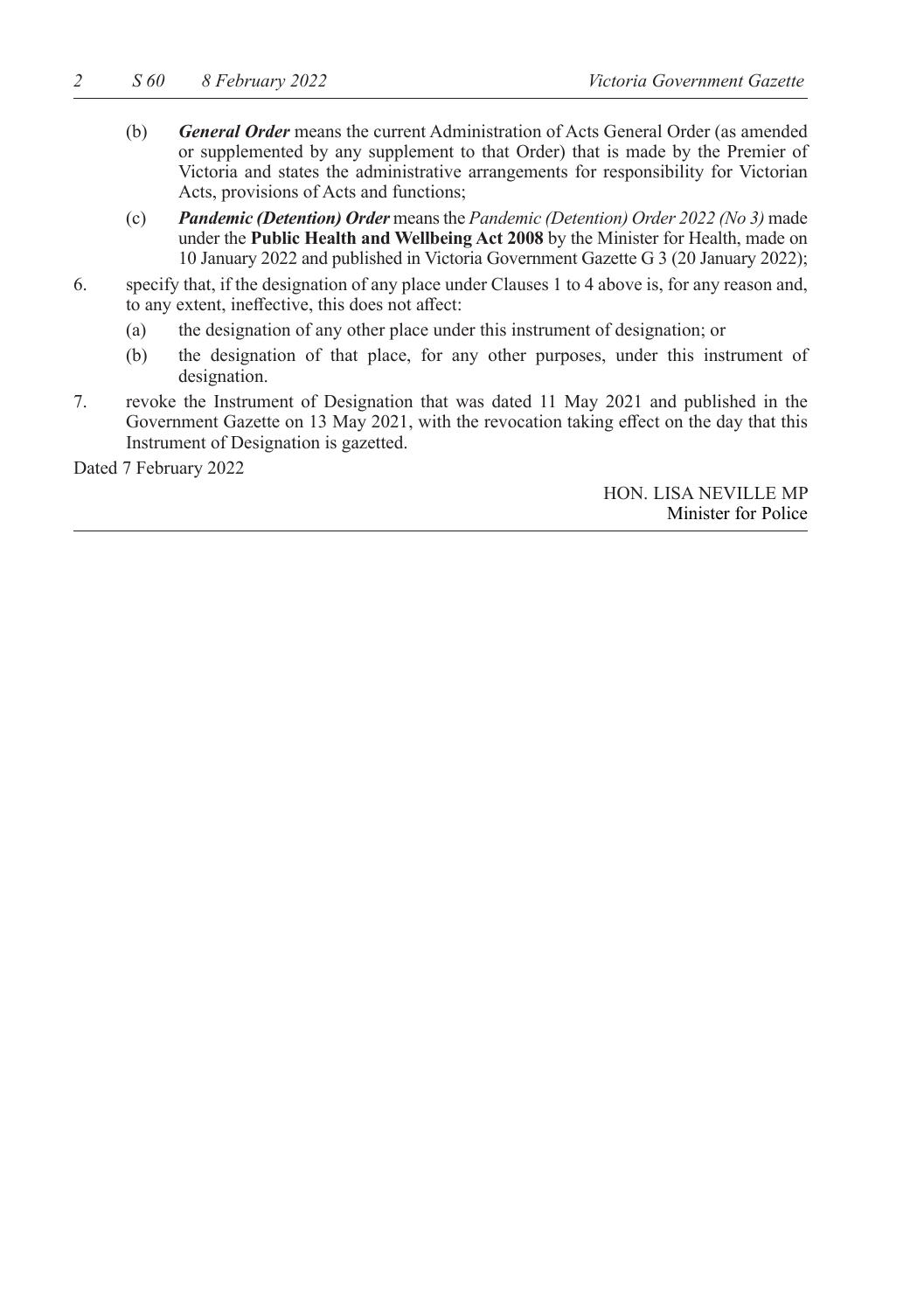(b) ***General Order*** means the current Administration of Acts General Order (as amended or supplemented by any supplement to that Order) that is made by the Premier of Victoria and states the administrative arrangements for responsibility for Victorian Acts, provisions of Acts and functions;

(c) ***Pandemic (Detention) Order*** means the *Pandemic (Detention) Order 2022 (No 3)* made under the **Public Health and Wellbeing Act 2008** by the Minister for Health, made on 10 January 2022 and published in Victoria Government Gazette G 3 (20 January 2022);

6. specify that, if the designation of any place under Clauses 1 to 4 above is, for any reason and, to any extent, ineffective, this does not affect:

   (a) the designation of any other place under this instrument of designation; or

   (b) the designation of that place, for any other purposes, under this instrument of designation.

7. revoke the Instrument of Designation that was dated 11 May 2021 and published in the Government Gazette on 13 May 2021, with the revocation taking effect on the day that this Instrument of Designation is gazetted.

Dated 7 February 2022

HON. LISA NEVILLE MP
Minister for Police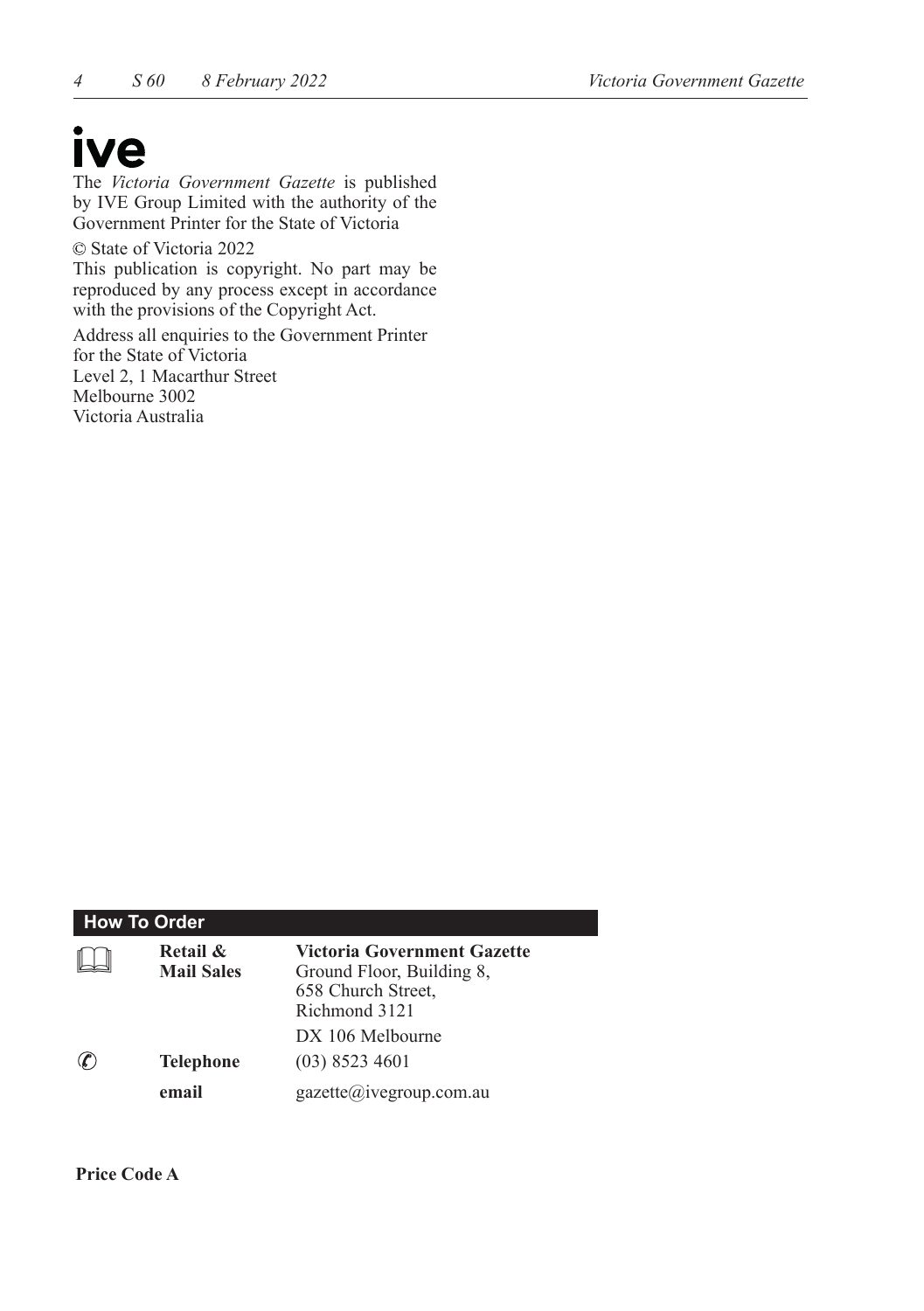ive

The *Victoria Government Gazette* is published by IVE Group Limited with the authority of the Government Printer for the State of Victoria

© State of Victoria 2022

This publication is copyright. No part may be reproduced by any process except in accordance with the provisions of the Copyright Act.

Address all enquiries to the Government Printer for the State of Victoria
Level 2, 1 Macarthur Street
Melbourne 3002
Victoria Australia

**How To Order**

| | | |
|---|---|---|
| | **Retail & Mail Sales** | **Victoria Government Gazette** Ground Floor, Building 8, 658 Church Street, Richmond 3121 |
| | | DX 106 Melbourne |
| | **Telephone** | (03) 8523 4601 |
| | **email** | gazette@ivegroup.com.au |

**Price Code A**